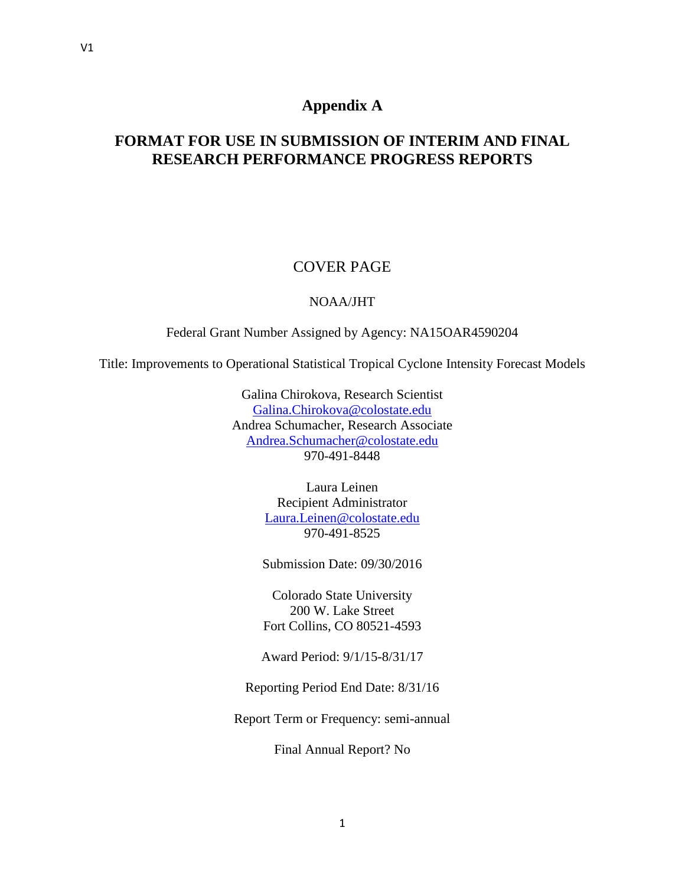# Appendix A

## FORMAT FOR USE IN SUBMISSION OF INTERIM AND FINAL RESEARCH PERFORMANCE PROGRESS REPORTS

COVER PAGE

NOAA/JHT

Federal Grant Number Assigned by Agency: NA15OAR4590204

Title: Improvements to Operational Statistical Tropical Cyclone Intensity Forecast Models

Galina Chirokova, Research Scientist
Galina.Chirokova@colostate.edu
Andrea Schumacher, Research Associate
Andrea.Schumacher@colostate.edu
970-491-8448

Laura Leinen
Recipient Administrator
Laura.Leinen@colostate.edu
970-491-8525

Submission Date: 09/30/2016

Colorado State University
200 W. Lake Street
Fort Collins, CO 80521-4593

Award Period: 9/1/15-8/31/17

Reporting Period End Date: 8/31/16

Report Term or Frequency: semi-annual

Final Annual Report? No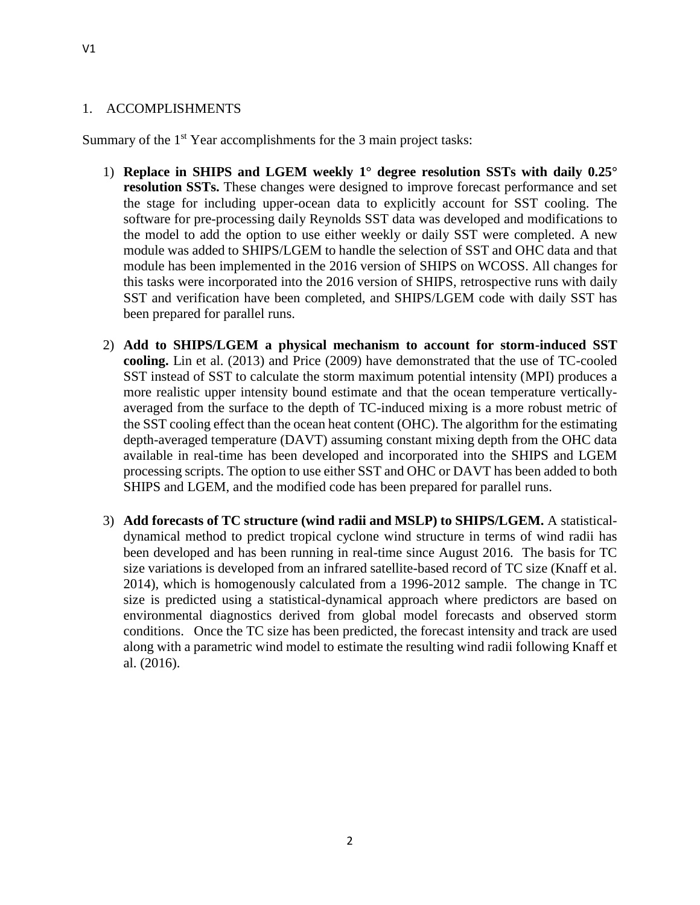## 1. ACCOMPLISHMENTS

Summary of the 1st Year accomplishments for the 3 main project tasks:

1) **Replace in SHIPS and LGEM weekly 1° degree resolution SSTs with daily 0.25° resolution SSTs.** These changes were designed to improve forecast performance and set the stage for including upper-ocean data to explicitly account for SST cooling. The software for pre-processing daily Reynolds SST data was developed and modifications to the model to add the option to use either weekly or daily SST were completed. A new module was added to SHIPS/LGEM to handle the selection of SST and OHC data and that module has been implemented in the 2016 version of SHIPS on WCOSS. All changes for this tasks were incorporated into the 2016 version of SHIPS, retrospective runs with daily SST and verification have been completed, and SHIPS/LGEM code with daily SST has been prepared for parallel runs.

2) **Add to SHIPS/LGEM a physical mechanism to account for storm-induced SST cooling.** Lin et al. (2013) and Price (2009) have demonstrated that the use of TC-cooled SST instead of SST to calculate the storm maximum potential intensity (MPI) produces a more realistic upper intensity bound estimate and that the ocean temperature vertically-averaged from the surface to the depth of TC-induced mixing is a more robust metric of the SST cooling effect than the ocean heat content (OHC). The algorithm for the estimating depth-averaged temperature (DAVT) assuming constant mixing depth from the OHC data available in real-time has been developed and incorporated into the SHIPS and LGEM processing scripts. The option to use either SST and OHC or DAVT has been added to both SHIPS and LGEM, and the modified code has been prepared for parallel runs.

3) **Add forecasts of TC structure (wind radii and MSLP) to SHIPS/LGEM.** A statistical-dynamical method to predict tropical cyclone wind structure in terms of wind radii has been developed and has been running in real-time since August 2016. The basis for TC size variations is developed from an infrared satellite-based record of TC size (Knaff et al. 2014), which is homogenously calculated from a 1996-2012 sample. The change in TC size is predicted using a statistical-dynamical approach where predictors are based on environmental diagnostics derived from global model forecasts and observed storm conditions. Once the TC size has been predicted, the forecast intensity and track are used along with a parametric wind model to estimate the resulting wind radii following Knaff et al. (2016).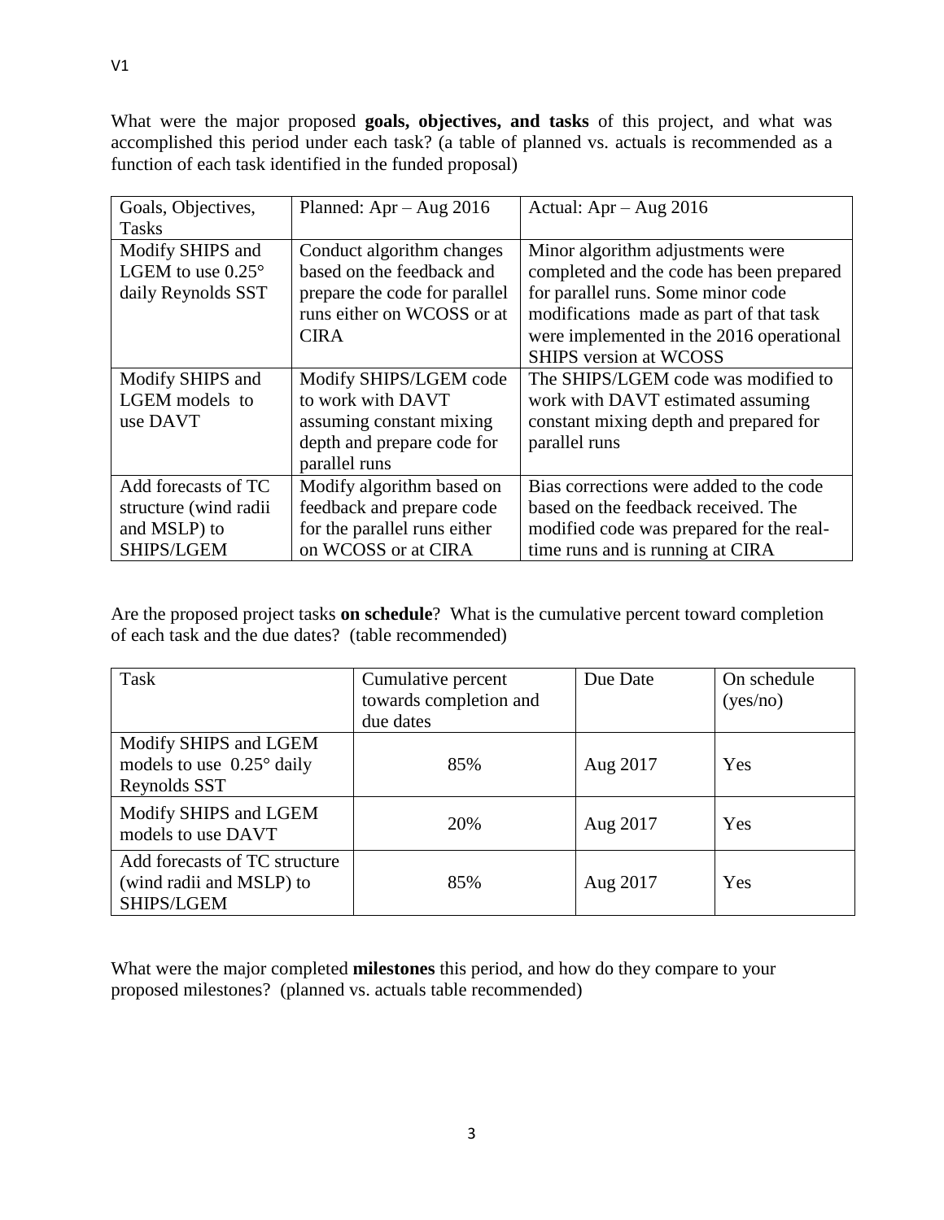V1

What were the major proposed **goals, objectives, and tasks** of this project, and what was accomplished this period under each task? (a table of planned vs. actuals is recommended as a function of each task identified in the funded proposal)

| Goals, Objectives, Tasks | Planned: Apr – Aug 2016 | Actual: Apr – Aug 2016 |
|---|---|---|
| Modify SHIPS and LGEM to use 0.25° daily Reynolds SST | Conduct algorithm changes based on the feedback and prepare the code for parallel runs either on WCOSS or at CIRA | Minor algorithm adjustments were completed and the code has been prepared for parallel runs. Some minor code modifications made as part of that task were implemented in the 2016 operational SHIPS version at WCOSS |
| Modify SHIPS and LGEM models to use DAVT | Modify SHIPS/LGEM code to work with DAVT assuming constant mixing depth and prepare code for parallel runs | The SHIPS/LGEM code was modified to work with DAVT estimated assuming constant mixing depth and prepared for parallel runs |
| Add forecasts of TC structure (wind radii and MSLP) to SHIPS/LGEM | Modify algorithm based on feedback and prepare code for the parallel runs either on WCOSS or at CIRA | Bias corrections were added to the code based on the feedback received. The modified code was prepared for the real-time runs and is running at CIRA |

Are the proposed project tasks **on schedule**? What is the cumulative percent toward completion of each task and the due dates? (table recommended)

| Task | Cumulative percent towards completion and due dates | Due Date | On schedule (yes/no) |
|---|---|---|---|
| Modify SHIPS and LGEM models to use 0.25° daily Reynolds SST | 85% | Aug 2017 | Yes |
| Modify SHIPS and LGEM models to use DAVT | 20% | Aug 2017 | Yes |
| Add forecasts of TC structure (wind radii and MSLP) to SHIPS/LGEM | 85% | Aug 2017 | Yes |

What were the major completed **milestones** this period, and how do they compare to your proposed milestones? (planned vs. actuals table recommended)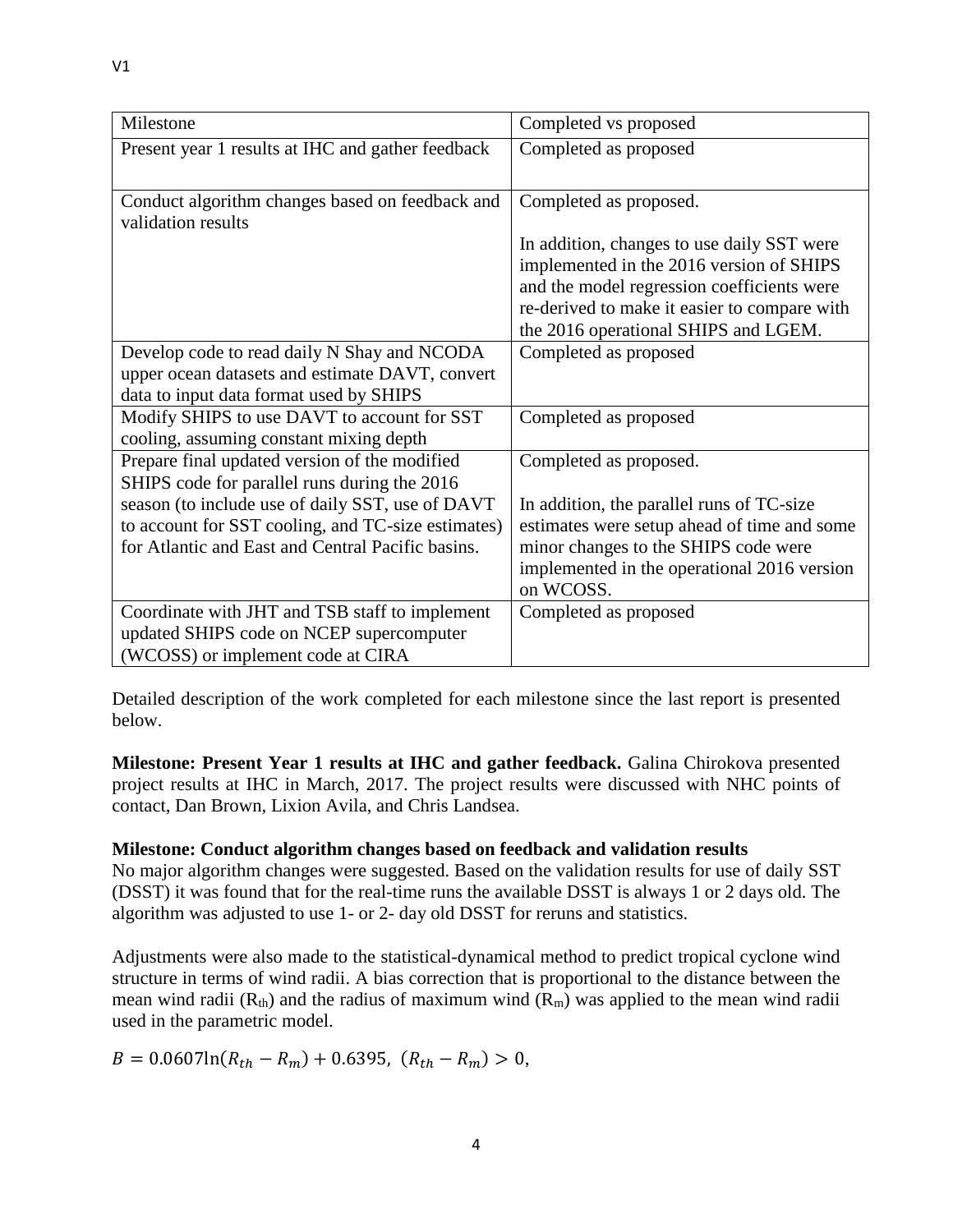| Milestone | Completed vs proposed |
| --- | --- |
| Present year 1 results at IHC and gather feedback | Completed as proposed |
| Conduct algorithm changes based on feedback and validation results | Completed as proposed.<br><br>In addition, changes to use daily SST were implemented in the 2016 version of SHIPS and the model regression coefficients were re-derived to make it easier to compare with the 2016 operational SHIPS and LGEM. |
| Develop code to read daily N Shay and NCODA upper ocean datasets and estimate DAVT, convert data to input data format used by SHIPS | Completed as proposed |
| Modify SHIPS to use DAVT to account for SST cooling, assuming constant mixing depth | Completed as proposed |
| Prepare final updated version of the modified SHIPS code for parallel runs during the 2016 season (to include use of daily SST, use of DAVT to account for SST cooling, and TC-size estimates) for Atlantic and East and Central Pacific basins. | Completed as proposed.<br><br>In addition, the parallel runs of TC-size estimates were setup ahead of time and some minor changes to the SHIPS code were implemented in the operational 2016 version on WCOSS. |
| Coordinate with JHT and TSB staff to implement updated SHIPS code on NCEP supercomputer (WCOSS) or implement code at CIRA | Completed as proposed |

Detailed description of the work completed for each milestone since the last report is presented below.

**Milestone: Present Year 1 results at IHC and gather feedback.** Galina Chirokova presented project results at IHC in March, 2017. The project results were discussed with NHC points of contact, Dan Brown, Lixion Avila, and Chris Landsea.

**Milestone: Conduct algorithm changes based on feedback and validation results**
No major algorithm changes were suggested. Based on the validation results for use of daily SST (DSST) it was found that for the real-time runs the available DSST is always 1 or 2 days old. The algorithm was adjusted to use 1- or 2- day old DSST for reruns and statistics.

Adjustments were also made to the statistical-dynamical method to predict tropical cyclone wind structure in terms of wind radii. A bias correction that is proportional to the distance between the mean wind radii ($R_{th}$) and the radius of maximum wind ($R_m$) was applied to the mean wind radii used in the parametric model.

$$B = 0.0607\ln(R_{th} - R_m) + 0.6395,\ (R_{th} - R_m) > 0,$$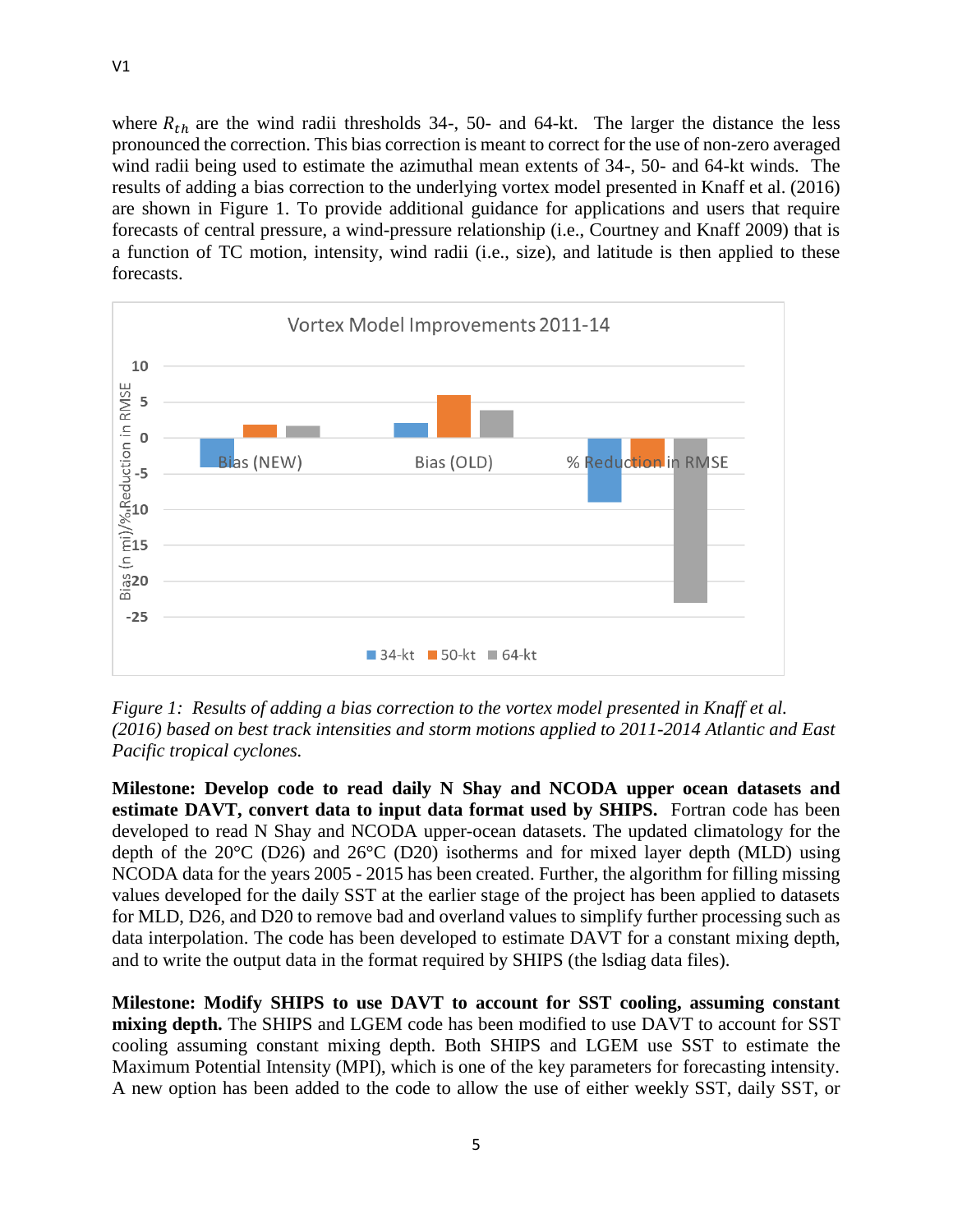where $R_{th}$ are the wind radii thresholds 34-, 50- and 64-kt. The larger the distance the less pronounced the correction. This bias correction is meant to correct for the use of non-zero averaged wind radii being used to estimate the azimuthal mean extents of 34-, 50- and 64-kt winds. The results of adding a bias correction to the underlying vortex model presented in Knaff et al. (2016) are shown in Figure 1. To provide additional guidance for applications and users that require forecasts of central pressure, a wind-pressure relationship (i.e., Courtney and Knaff 2009) that is a function of TC motion, intensity, wind radii (i.e., size), and latitude is then applied to these forecasts.

*Figure 1: Results of adding a bias correction to the vortex model presented in Knaff et al. (2016) based on best track intensities and storm motions applied to 2011-2014 Atlantic and East Pacific tropical cyclones.*

**Milestone: Develop code to read daily N Shay and NCODA upper ocean datasets and estimate DAVT, convert data to input data format used by SHIPS.** Fortran code has been developed to read N Shay and NCODA upper-ocean datasets. The updated climatology for the depth of the 20°C (D26) and 26°C (D20) isotherms and for mixed layer depth (MLD) using NCODA data for the years 2005 - 2015 has been created. Further, the algorithm for filling missing values developed for the daily SST at the earlier stage of the project has been applied to datasets for MLD, D26, and D20 to remove bad and overland values to simplify further processing such as data interpolation. The code has been developed to estimate DAVT for a constant mixing depth, and to write the output data in the format required by SHIPS (the lsdiag data files).

**Milestone: Modify SHIPS to use DAVT to account for SST cooling, assuming constant mixing depth.** The SHIPS and LGEM code has been modified to use DAVT to account for SST cooling assuming constant mixing depth. Both SHIPS and LGEM use SST to estimate the Maximum Potential Intensity (MPI), which is one of the key parameters for forecasting intensity. A new option has been added to the code to allow the use of either weekly SST, daily SST, or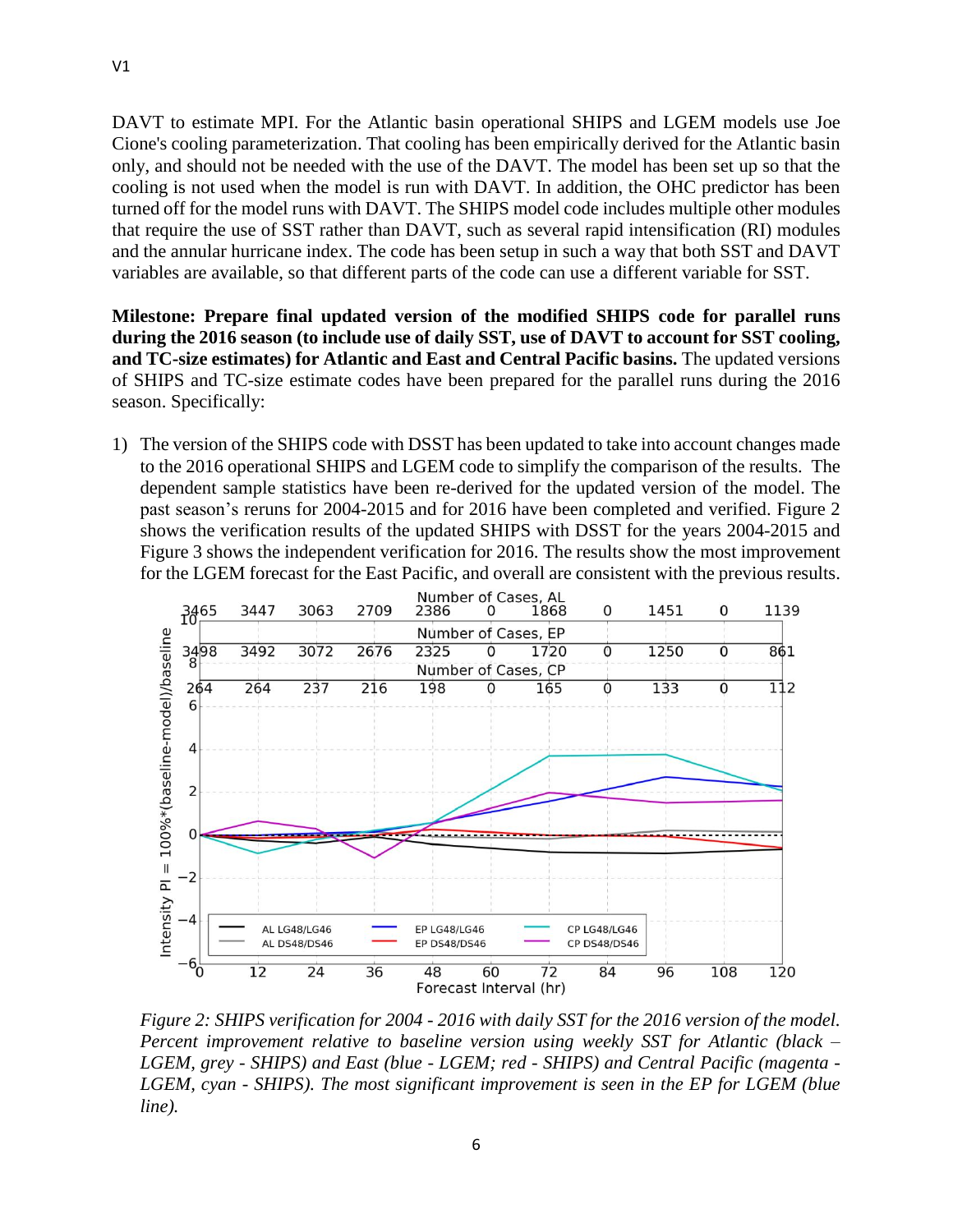DAVT to estimate MPI. For the Atlantic basin operational SHIPS and LGEM models use Joe Cione's cooling parameterization. That cooling has been empirically derived for the Atlantic basin only, and should not be needed with the use of the DAVT. The model has been set up so that the cooling is not used when the model is run with DAVT. In addition, the OHC predictor has been turned off for the model runs with DAVT. The SHIPS model code includes multiple other modules that require the use of SST rather than DAVT, such as several rapid intensification (RI) modules and the annular hurricane index. The code has been setup in such a way that both SST and DAVT variables are available, so that different parts of the code can use a different variable for SST.

**Milestone: Prepare final updated version of the modified SHIPS code for parallel runs during the 2016 season (to include use of daily SST, use of DAVT to account for SST cooling, and TC-size estimates) for Atlantic and East and Central Pacific basins.** The updated versions of SHIPS and TC-size estimate codes have been prepared for the parallel runs during the 2016 season. Specifically:

1) The version of the SHIPS code with DSST has been updated to take into account changes made to the 2016 operational SHIPS and LGEM code to simplify the comparison of the results. The dependent sample statistics have been re-derived for the updated version of the model. The past season's reruns for 2004-2015 and for 2016 have been completed and verified. Figure 2 shows the verification results of the updated SHIPS with DSST for the years 2004-2015 and Figure 3 shows the independent verification for 2016. The results show the most improvement for the LGEM forecast for the East Pacific, and overall are consistent with the previous results.

*Figure 2: SHIPS verification for 2004 - 2016 with daily SST for the 2016 version of the model. Percent improvement relative to baseline version using weekly SST for Atlantic (black – LGEM, grey - SHIPS) and East (blue - LGEM; red - SHIPS) and Central Pacific (magenta - LGEM, cyan - SHIPS). The most significant improvement is seen in the EP for LGEM (blue line).*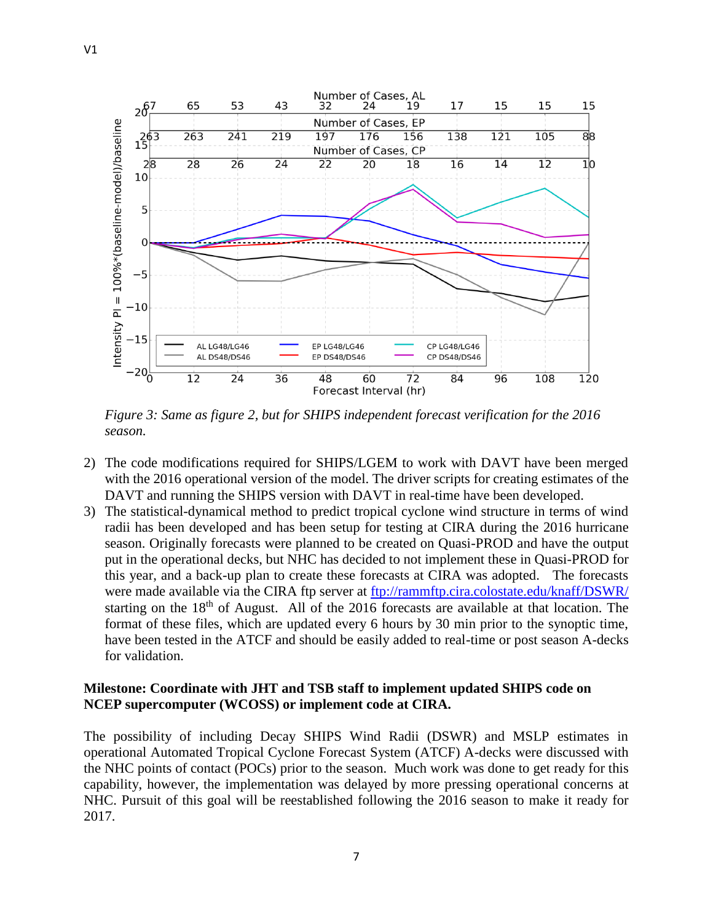Figure 3: *Same as figure 2, but for SHIPS independent forecast verification for the 2016 season.*

2) The code modifications required for SHIPS/LGEM to work with DAVT have been merged with the 2016 operational version of the model. The driver scripts for creating estimates of the DAVT and running the SHIPS version with DAVT in real-time have been developed.
3) The statistical-dynamical method to predict tropical cyclone wind structure in terms of wind radii has been developed and has been setup for testing at CIRA during the 2016 hurricane season. Originally forecasts were planned to be created on Quasi-PROD and have the output put in the operational decks, but NHC has decided to not implement these in Quasi-PROD for this year, and a back-up plan to create these forecasts at CIRA was adopted. The forecasts were made available via the CIRA ftp server at [ftp://rammftp.cira.colostate.edu/knaff/DSWR/](ftp://rammftp.cira.colostate.edu/knaff/DSWR/) starting on the 18th of August. All of the 2016 forecasts are available at that location. The format of these files, which are updated every 6 hours by 30 min prior to the synoptic time, have been tested in the ATCF and should be easily added to real-time or post season A-decks for validation.

**Milestone: Coordinate with JHT and TSB staff to implement updated SHIPS code on NCEP supercomputer (WCOSS) or implement code at CIRA.**

The possibility of including Decay SHIPS Wind Radii (DSWR) and MSLP estimates in operational Automated Tropical Cyclone Forecast System (ATCF) A-decks were discussed with the NHC points of contact (POCs) prior to the season. Much work was done to get ready for this capability, however, the implementation was delayed by more pressing operational concerns at NHC. Pursuit of this goal will be reestablished following the 2016 season to make it ready for 2017.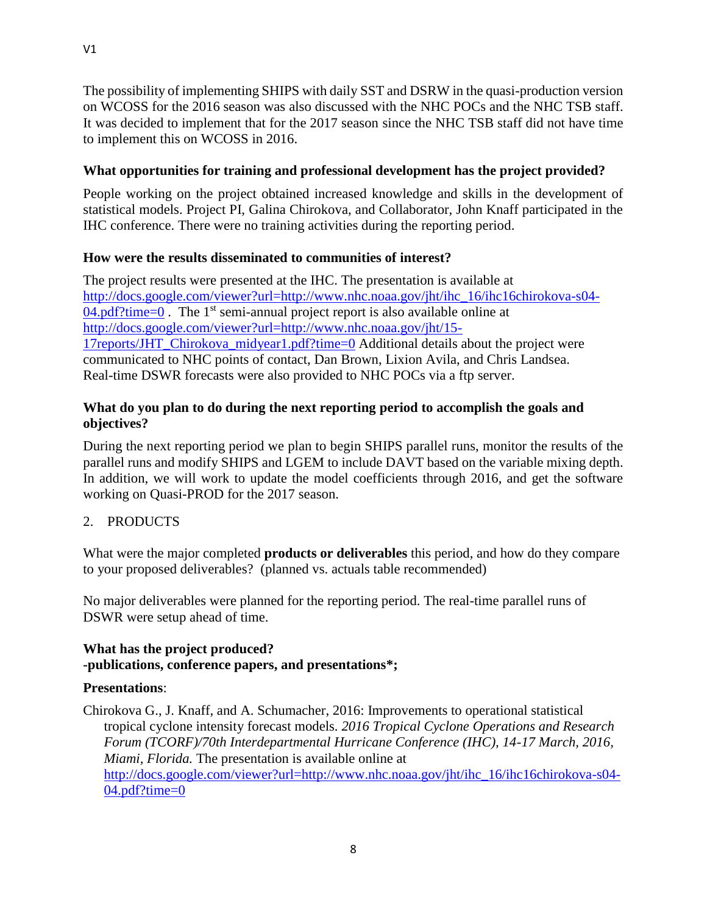The possibility of implementing SHIPS with daily SST and DSRW in the quasi-production version on WCOSS for the 2016 season was also discussed with the NHC POCs and the NHC TSB staff. It was decided to implement that for the 2017 season since the NHC TSB staff did not have time to implement this on WCOSS in 2016.

**What opportunities for training and professional development has the project provided?**

People working on the project obtained increased knowledge and skills in the development of statistical models. Project PI, Galina Chirokova, and Collaborator, John Knaff participated in the IHC conference. There were no training activities during the reporting period.

**How were the results disseminated to communities of interest?**

The project results were presented at the IHC. The presentation is available at [http://docs.google.com/viewer?url=http://www.nhc.noaa.gov/jht/ihc_16/ihc16chirokova-s04-04.pdf?time=0](http://docs.google.com/viewer?url=http://www.nhc.noaa.gov/jht/ihc_16/ihc16chirokova-s04-04.pdf?time=0) . The 1st semi-annual project report is also available online at [http://docs.google.com/viewer?url=http://www.nhc.noaa.gov/jht/15-17reports/JHT_Chirokova_midyear1.pdf?time=0](http://docs.google.com/viewer?url=http://www.nhc.noaa.gov/jht/15-17reports/JHT_Chirokova_midyear1.pdf?time=0) Additional details about the project were communicated to NHC points of contact, Dan Brown, Lixion Avila, and Chris Landsea. Real-time DSWR forecasts were also provided to NHC POCs via a ftp server.

**What do you plan to do during the next reporting period to accomplish the goals and objectives?**

During the next reporting period we plan to begin SHIPS parallel runs, monitor the results of the parallel runs and modify SHIPS and LGEM to include DAVT based on the variable mixing depth. In addition, we will work to update the model coefficients through 2016, and get the software working on Quasi-PROD for the 2017 season.

2. PRODUCTS

What were the major completed **products or deliverables** this period, and how do they compare to your proposed deliverables? (planned vs. actuals table recommended)

No major deliverables were planned for the reporting period. The real-time parallel runs of DSWR were setup ahead of time.

**What has the project produced?**
**-publications, conference papers, and presentations*;**

**Presentations**:

Chirokova G., J. Knaff, and A. Schumacher, 2016: Improvements to operational statistical tropical cyclone intensity forecast models. *2016 Tropical Cyclone Operations and Research Forum (TCORF)/70th Interdepartmental Hurricane Conference (IHC), 14-17 March, 2016, Miami, Florida.* The presentation is available online at [http://docs.google.com/viewer?url=http://www.nhc.noaa.gov/jht/ihc_16/ihc16chirokova-s04-04.pdf?time=0](http://docs.google.com/viewer?url=http://www.nhc.noaa.gov/jht/ihc_16/ihc16chirokova-s04-04.pdf?time=0)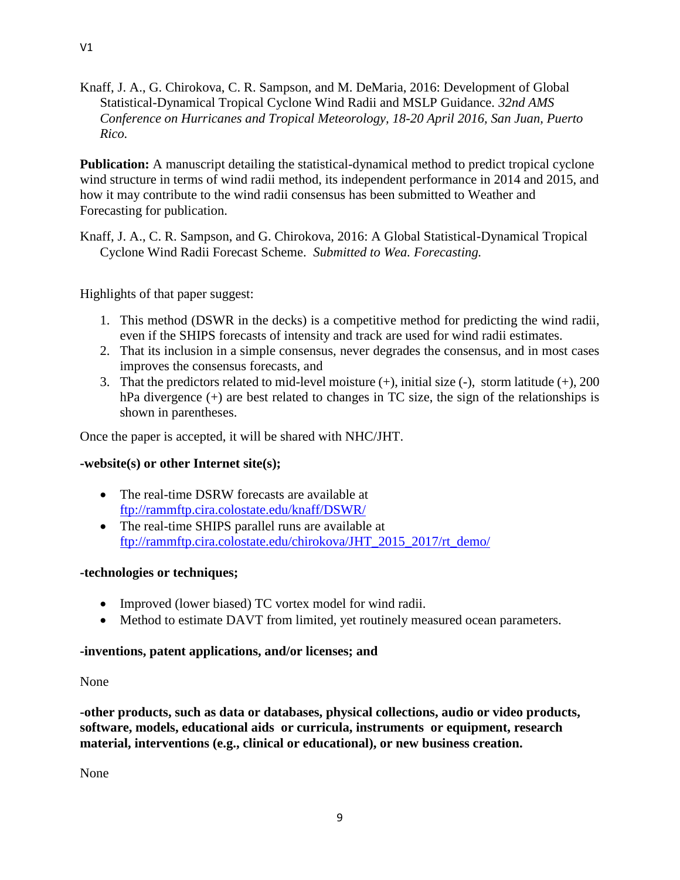Knaff, J. A., G. Chirokova, C. R. Sampson, and M. DeMaria, 2016: Development of Global Statistical-Dynamical Tropical Cyclone Wind Radii and MSLP Guidance. *32nd AMS Conference on Hurricanes and Tropical Meteorology, 18-20 April 2016, San Juan, Puerto Rico.*

**Publication:** A manuscript detailing the statistical-dynamical method to predict tropical cyclone wind structure in terms of wind radii method, its independent performance in 2014 and 2015, and how it may contribute to the wind radii consensus has been submitted to Weather and Forecasting for publication.

Knaff, J. A., C. R. Sampson, and G. Chirokova, 2016: A Global Statistical-Dynamical Tropical Cyclone Wind Radii Forecast Scheme. *Submitted to Wea. Forecasting.*

Highlights of that paper suggest:

1. This method (DSWR in the decks) is a competitive method for predicting the wind radii, even if the SHIPS forecasts of intensity and track are used for wind radii estimates.
2. That its inclusion in a simple consensus, never degrades the consensus, and in most cases improves the consensus forecasts, and
3. That the predictors related to mid-level moisture (+), initial size (-), storm latitude (+), 200 hPa divergence (+) are best related to changes in TC size, the sign of the relationships is shown in parentheses.

Once the paper is accepted, it will be shared with NHC/JHT.

**-website(s) or other Internet site(s);**

- The real-time DSRW forecasts are available at ftp://rammftp.cira.colostate.edu/knaff/DSWR/
- The real-time SHIPS parallel runs are available at ftp://rammftp.cira.colostate.edu/chirokova/JHT_2015_2017/rt_demo/

**-technologies or techniques;**

- Improved (lower biased) TC vortex model for wind radii.
- Method to estimate DAVT from limited, yet routinely measured ocean parameters.

**-inventions, patent applications, and/or licenses; and**

None

**-other products, such as data or databases, physical collections, audio or video products, software, models, educational aids or curricula, instruments or equipment, research material, interventions (e.g., clinical or educational), or new business creation.**

None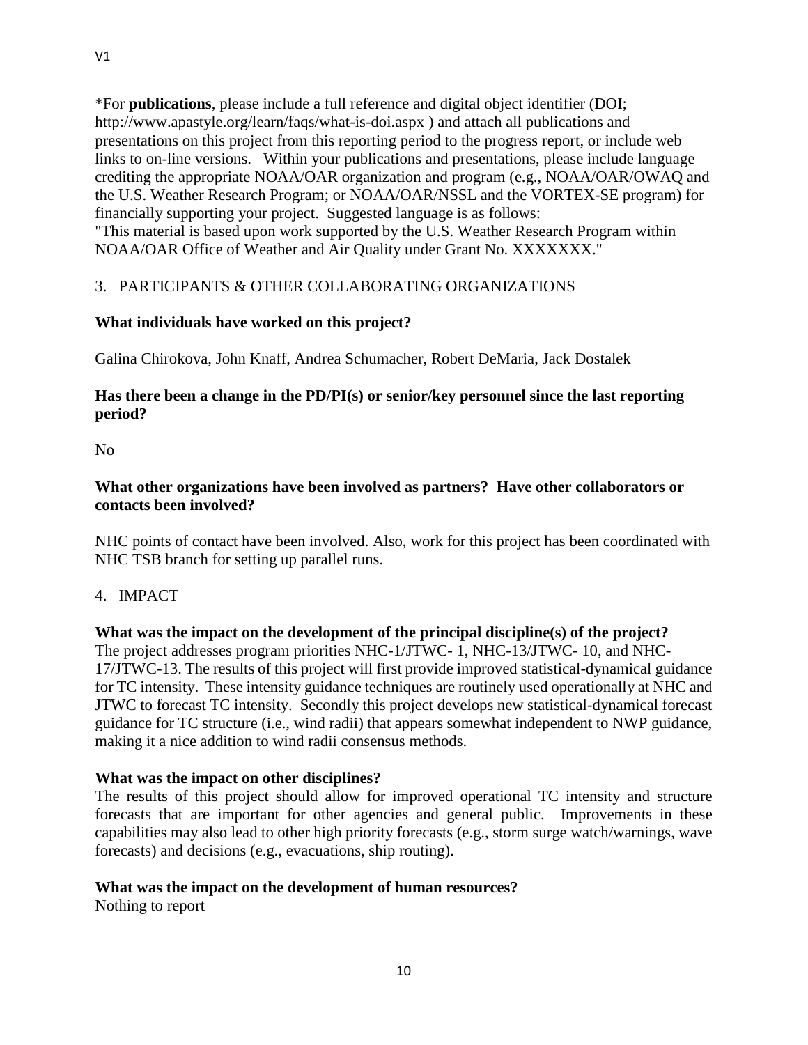*For **publications**, please include a full reference and digital object identifier (DOI; http://www.apastyle.org/learn/faqs/what-is-doi.aspx ) and attach all publications and presentations on this project from this reporting period to the progress report, or include web links to on-line versions. Within your publications and presentations, please include language crediting the appropriate NOAA/OAR organization and program (e.g., NOAA/OAR/OWAQ and the U.S. Weather Research Program; or NOAA/OAR/NSSL and the VORTEX-SE program) for financially supporting your project. Suggested language is as follows:
"This material is based upon work supported by the U.S. Weather Research Program within NOAA/OAR Office of Weather and Air Quality under Grant No. XXXXXXX."

## 3. PARTICIPANTS & OTHER COLLABORATING ORGANIZATIONS

**What individuals have worked on this project?**

Galina Chirokova, John Knaff, Andrea Schumacher, Robert DeMaria, Jack Dostalek

**Has there been a change in the PD/PI(s) or senior/key personnel since the last reporting period?**

No

**What other organizations have been involved as partners? Have other collaborators or contacts been involved?**

NHC points of contact have been involved. Also, work for this project has been coordinated with NHC TSB branch for setting up parallel runs.

## 4. IMPACT

**What was the impact on the development of the principal discipline(s) of the project?**

The project addresses program priorities NHC-1/JTWC- 1, NHC-13/JTWC- 10, and NHC-17/JTWC-13. The results of this project will first provide improved statistical-dynamical guidance for TC intensity. These intensity guidance techniques are routinely used operationally at NHC and JTWC to forecast TC intensity. Secondly this project develops new statistical-dynamical forecast guidance for TC structure (i.e., wind radii) that appears somewhat independent to NWP guidance, making it a nice addition to wind radii consensus methods.

**What was the impact on other disciplines?**

The results of this project should allow for improved operational TC intensity and structure forecasts that are important for other agencies and general public. Improvements in these capabilities may also lead to other high priority forecasts (e.g., storm surge watch/warnings, wave forecasts) and decisions (e.g., evacuations, ship routing).

**What was the impact on the development of human resources?**

Nothing to report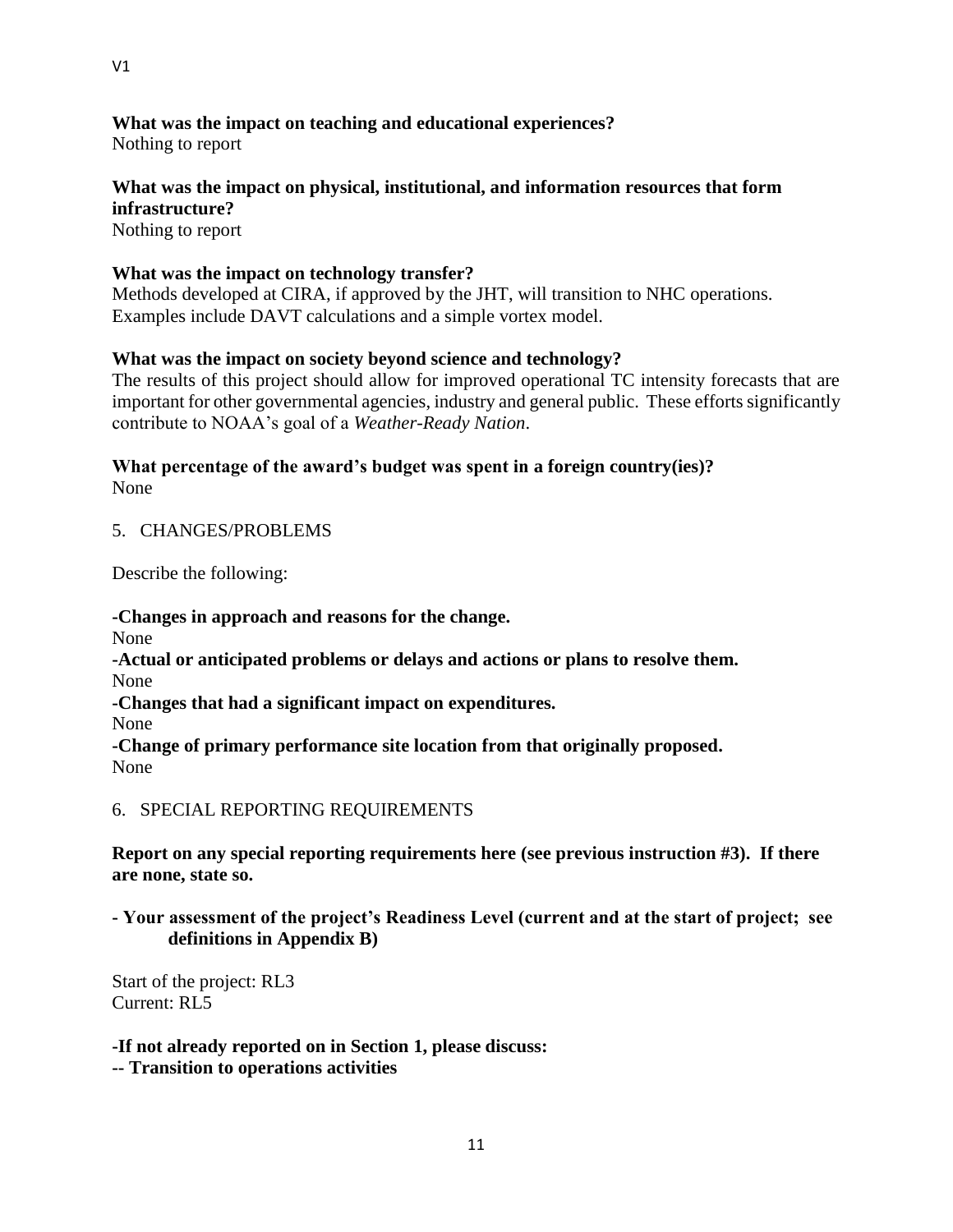**What was the impact on teaching and educational experiences?**
Nothing to report

**What was the impact on physical, institutional, and information resources that form infrastructure?**
Nothing to report

**What was the impact on technology transfer?**
Methods developed at CIRA, if approved by the JHT, will transition to NHC operations. Examples include DAVT calculations and a simple vortex model.

**What was the impact on society beyond science and technology?**
The results of this project should allow for improved operational TC intensity forecasts that are important for other governmental agencies, industry and general public. These efforts significantly contribute to NOAA's goal of a *Weather-Ready Nation*.

**What percentage of the award's budget was spent in a foreign country(ies)?**
None

## 5. CHANGES/PROBLEMS

Describe the following:

**-Changes in approach and reasons for the change.**
None
**-Actual or anticipated problems or delays and actions or plans to resolve them.**
None
**-Changes that had a significant impact on expenditures.**
None
**-Change of primary performance site location from that originally proposed.**
None

## 6. SPECIAL REPORTING REQUIREMENTS

**Report on any special reporting requirements here (see previous instruction #3). If there are none, state so.**

**- Your assessment of the project's Readiness Level (current and at the start of project; see definitions in Appendix B)**

Start of the project: RL3
Current: RL5

**-If not already reported on in Section 1, please discuss:**
**-- Transition to operations activities**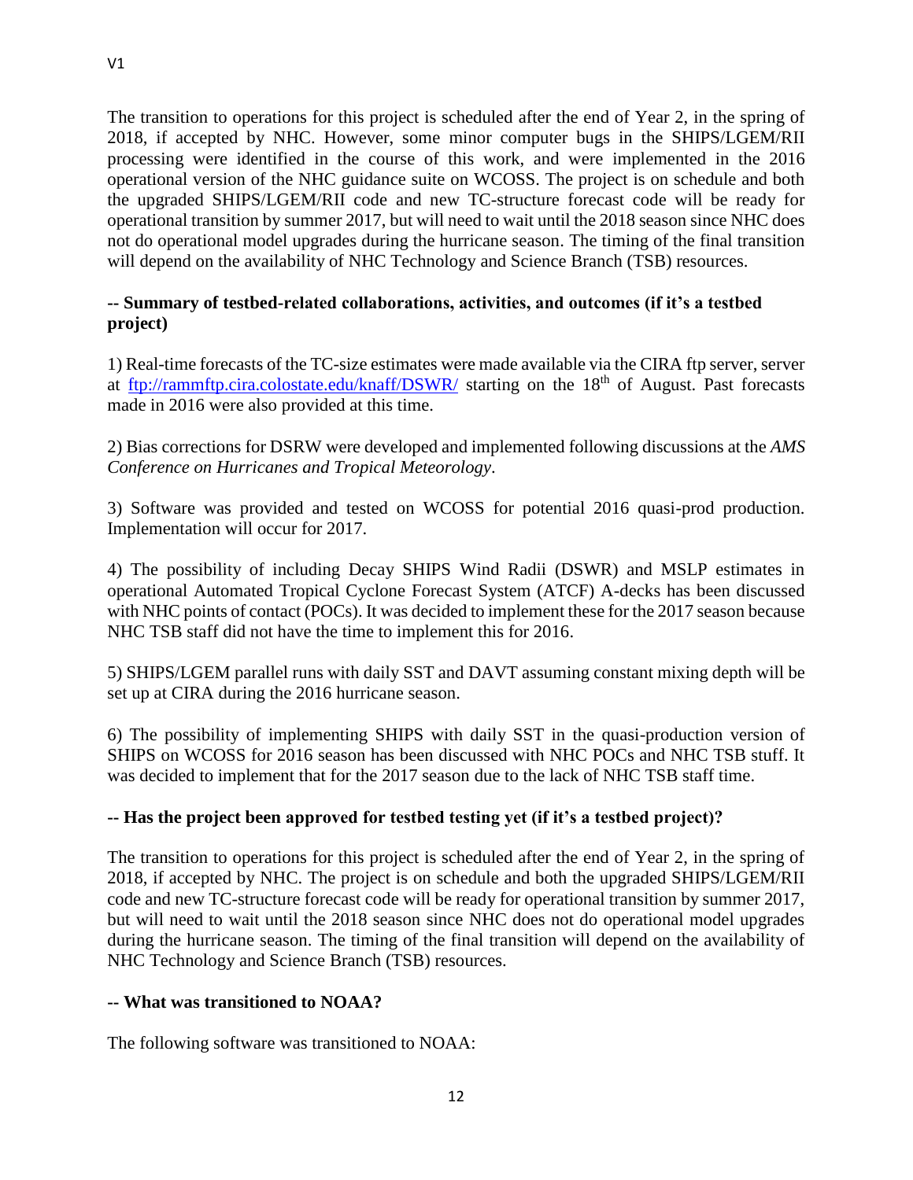The transition to operations for this project is scheduled after the end of Year 2, in the spring of 2018, if accepted by NHC. However, some minor computer bugs in the SHIPS/LGEM/RII processing were identified in the course of this work, and were implemented in the 2016 operational version of the NHC guidance suite on WCOSS. The project is on schedule and both the upgraded SHIPS/LGEM/RII code and new TC-structure forecast code will be ready for operational transition by summer 2017, but will need to wait until the 2018 season since NHC does not do operational model upgrades during the hurricane season. The timing of the final transition will depend on the availability of NHC Technology and Science Branch (TSB) resources.

**-- Summary of testbed-related collaborations, activities, and outcomes (if it's a testbed project)**

1) Real-time forecasts of the TC-size estimates were made available via the CIRA ftp server, server at [ftp://rammftp.cira.colostate.edu/knaff/DSWR/](ftp://rammftp.cira.colostate.edu/knaff/DSWR/) starting on the 18th of August. Past forecasts made in 2016 were also provided at this time.

2) Bias corrections for DSRW were developed and implemented following discussions at the *AMS Conference on Hurricanes and Tropical Meteorology*.

3) Software was provided and tested on WCOSS for potential 2016 quasi-prod production. Implementation will occur for 2017.

4) The possibility of including Decay SHIPS Wind Radii (DSWR) and MSLP estimates in operational Automated Tropical Cyclone Forecast System (ATCF) A-decks has been discussed with NHC points of contact (POCs). It was decided to implement these for the 2017 season because NHC TSB staff did not have the time to implement this for 2016.

5) SHIPS/LGEM parallel runs with daily SST and DAVT assuming constant mixing depth will be set up at CIRA during the 2016 hurricane season.

6) The possibility of implementing SHIPS with daily SST in the quasi-production version of SHIPS on WCOSS for 2016 season has been discussed with NHC POCs and NHC TSB stuff. It was decided to implement that for the 2017 season due to the lack of NHC TSB staff time.

**-- Has the project been approved for testbed testing yet (if it's a testbed project)?**

The transition to operations for this project is scheduled after the end of Year 2, in the spring of 2018, if accepted by NHC. The project is on schedule and both the upgraded SHIPS/LGEM/RII code and new TC-structure forecast code will be ready for operational transition by summer 2017, but will need to wait until the 2018 season since NHC does not do operational model upgrades during the hurricane season. The timing of the final transition will depend on the availability of NHC Technology and Science Branch (TSB) resources.

**-- What was transitioned to NOAA?**

The following software was transitioned to NOAA: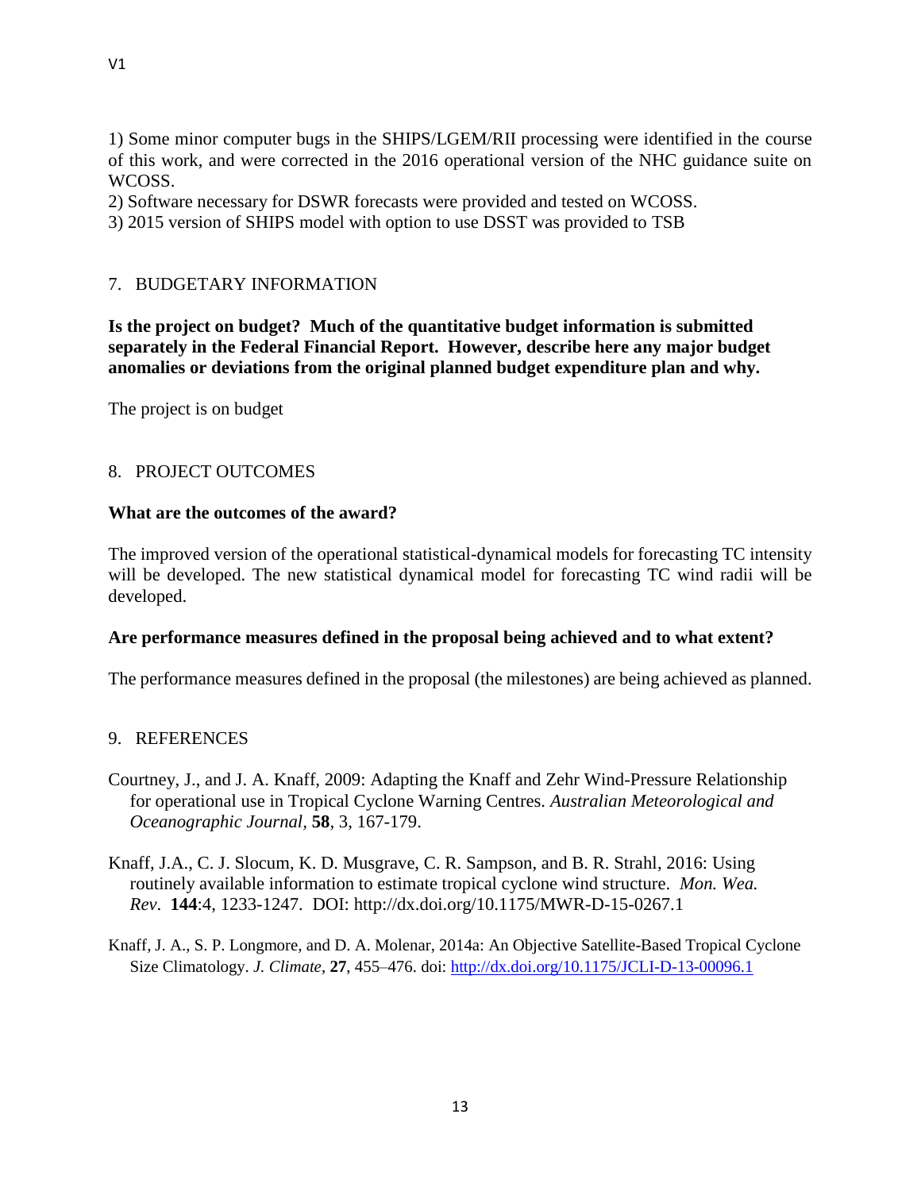1) Some minor computer bugs in the SHIPS/LGEM/RII processing were identified in the course of this work, and were corrected in the 2016 operational version of the NHC guidance suite on WCOSS.
2) Software necessary for DSWR forecasts were provided and tested on WCOSS.
3) 2015 version of SHIPS model with option to use DSST was provided to TSB

## 7. BUDGETARY INFORMATION

**Is the project on budget? Much of the quantitative budget information is submitted separately in the Federal Financial Report. However, describe here any major budget anomalies or deviations from the original planned budget expenditure plan and why.**

The project is on budget

## 8. PROJECT OUTCOMES

**What are the outcomes of the award?**

The improved version of the operational statistical-dynamical models for forecasting TC intensity will be developed. The new statistical dynamical model for forecasting TC wind radii will be developed.

**Are performance measures defined in the proposal being achieved and to what extent?**

The performance measures defined in the proposal (the milestones) are being achieved as planned.

## 9. REFERENCES

Courtney, J., and J. A. Knaff, 2009: Adapting the Knaff and Zehr Wind-Pressure Relationship for operational use in Tropical Cyclone Warning Centres. *Australian Meteorological and Oceanographic Journal*, **58**, 3, 167-179.

Knaff, J.A., C. J. Slocum, K. D. Musgrave, C. R. Sampson, and B. R. Strahl, 2016: Using routinely available information to estimate tropical cyclone wind structure. *Mon. Wea. Rev*. **144**:4, 1233-1247. DOI: http://dx.doi.org/10.1175/MWR-D-15-0267.1

Knaff, J. A., S. P. Longmore, and D. A. Molenar, 2014a: An Objective Satellite-Based Tropical Cyclone Size Climatology. *J. Climate*, **27**, 455–476. doi: http://dx.doi.org/10.1175/JCLI-D-13-00096.1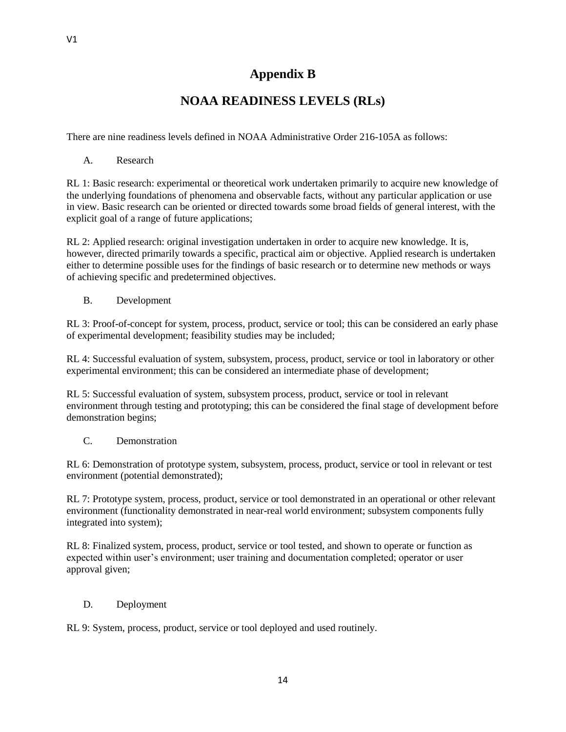# Appendix B

## NOAA READINESS LEVELS (RLs)

There are nine readiness levels defined in NOAA Administrative Order 216-105A as follows:

A. Research

RL 1: Basic research: experimental or theoretical work undertaken primarily to acquire new knowledge of the underlying foundations of phenomena and observable facts, without any particular application or use in view. Basic research can be oriented or directed towards some broad fields of general interest, with the explicit goal of a range of future applications;

RL 2: Applied research: original investigation undertaken in order to acquire new knowledge. It is, however, directed primarily towards a specific, practical aim or objective. Applied research is undertaken either to determine possible uses for the findings of basic research or to determine new methods or ways of achieving specific and predetermined objectives.

B. Development

RL 3: Proof-of-concept for system, process, product, service or tool; this can be considered an early phase of experimental development; feasibility studies may be included;

RL 4: Successful evaluation of system, subsystem, process, product, service or tool in laboratory or other experimental environment; this can be considered an intermediate phase of development;

RL 5: Successful evaluation of system, subsystem process, product, service or tool in relevant environment through testing and prototyping; this can be considered the final stage of development before demonstration begins;

C. Demonstration

RL 6: Demonstration of prototype system, subsystem, process, product, service or tool in relevant or test environment (potential demonstrated);

RL 7: Prototype system, process, product, service or tool demonstrated in an operational or other relevant environment (functionality demonstrated in near-real world environment; subsystem components fully integrated into system);

RL 8: Finalized system, process, product, service or tool tested, and shown to operate or function as expected within user's environment; user training and documentation completed; operator or user approval given;

D. Deployment

RL 9: System, process, product, service or tool deployed and used routinely.